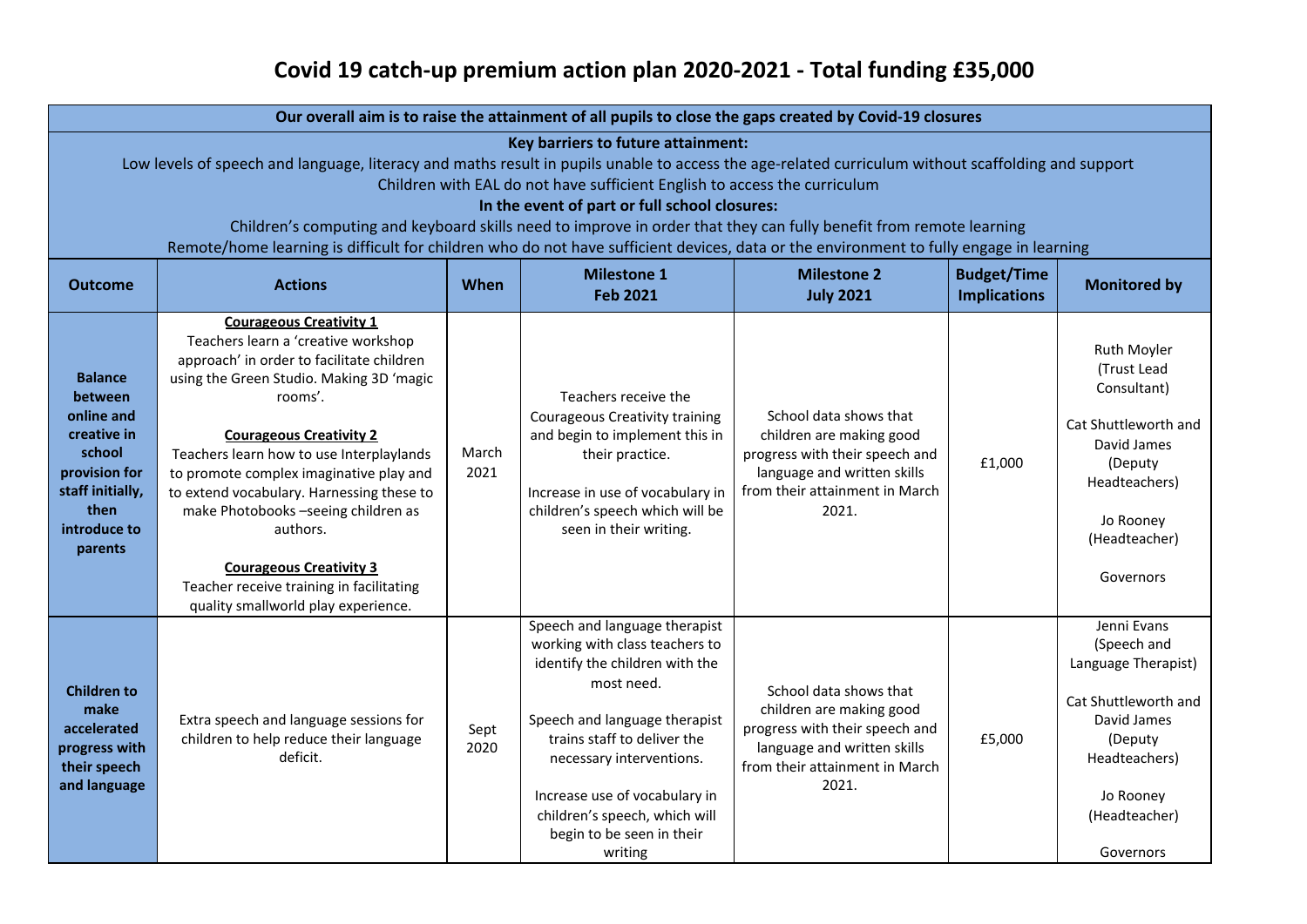# Covid 19 catch-up premium action plan 2020-2021 - Total funding £35,000

**Our overall aim is to raise the attainment of all pupils to close the gaps created by Covid-19 closures**

**Key barriers to future attainment:**

Low levels of speech and language, literacy and maths result in pupils unable to access the age-related curriculum without scaffolding and support

Children with EAL do not have sufficient English to access the curriculum

**In the event of part or full school closures:**

Children's computing and keyboard skills need to improve in order that they can fully benefit from remote learning

Remote/home learning is difficult for children who do not have sufficient devices, data or the environment to fully engage in learning

| Outcome | Actions | When | Milestone 1<br>Feb 2021 | Milestone 2<br>July 2021 | Budget/Time Implications | Monitored by |
|---|---|---|---|---|---|---|
| **Balance between online and creative in school provision for staff initially, then introduce to parents** | **Courageous Creativity 1**<br>Teachers learn a 'creative workshop approach' in order to facilitate children using the Green Studio. Making 3D 'magic rooms'.<br><br>**Courageous Creativity 2**<br>Teachers learn how to use Interplaylands to promote complex imaginative play and to extend vocabulary. Harnessing these to make Photobooks –seeing children as authors.<br><br>**Courageous Creativity 3**<br>Teacher receive training in facilitating quality smallworld play experience. | March 2021 | Teachers receive the Courageous Creativity training and begin to implement this in their practice.<br><br>Increase in use of vocabulary in children's speech which will be seen in their writing. | School data shows that children are making good progress with their speech and language and written skills from their attainment in March 2021. | £1,000 | Ruth Moyler (Trust Lead Consultant)<br><br>Cat Shuttleworth and David James (Deputy Headteachers)<br><br>Jo Rooney (Headteacher)<br><br>Governors |
| **Children to make accelerated progress with their speech and language** | Extra speech and language sessions for children to help reduce their language deficit. | Sept 2020 | Speech and language therapist working with class teachers to identify the children with the most need.<br><br>Speech and language therapist trains staff to deliver the necessary interventions.<br><br>Increase use of vocabulary in children's speech, which will begin to be seen in their writing | School data shows that children are making good progress with their speech and language and written skills from their attainment in March 2021. | £5,000 | Jenni Evans (Speech and Language Therapist)<br><br>Cat Shuttleworth and David James (Deputy Headteachers)<br><br>Jo Rooney (Headteacher)<br><br>Governors |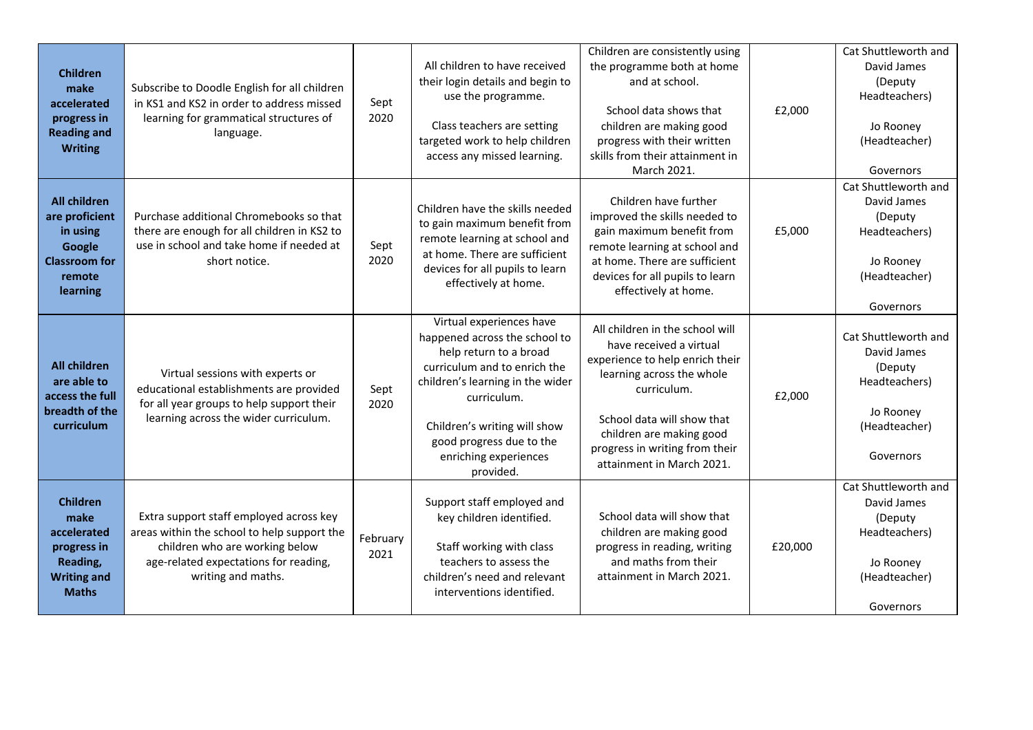| | | | | | | |
|---|---|---|---|---|---|---|
| **Children make accelerated progress in Reading and Writing** | Subscribe to Doodle English for all children in KS1 and KS2 in order to address missed learning for grammatical structures of language. | Sept 2020 | All children to have received their login details and begin to use the programme.<br><br>Class teachers are setting targeted work to help children access any missed learning. | Children are consistently using the programme both at home and at school.<br><br>School data shows that children are making good progress with their written skills from their attainment in March 2021. | £2,000 | Cat Shuttleworth and David James (Deputy Headteachers)<br><br>Jo Rooney (Headteacher)<br><br>Governors |
| **All children are proficient in using Google Classroom for remote learning** | Purchase additional Chromebooks so that there are enough for all children in KS2 to use in school and take home if needed at short notice. | Sept 2020 | Children have the skills needed to gain maximum benefit from remote learning at school and at home. There are sufficient devices for all pupils to learn effectively at home. | Children have further improved the skills needed to gain maximum benefit from remote learning at school and at home. There are sufficient devices for all pupils to learn effectively at home. | £5,000 | Cat Shuttleworth and David James (Deputy Headteachers)<br><br>Jo Rooney (Headteacher)<br><br>Governors |
| **All children are able to access the full breadth of the curriculum** | Virtual sessions with experts or educational establishments are provided for all year groups to help support their learning across the wider curriculum. | Sept 2020 | Virtual experiences have happened across the school to help return to a broad curriculum and to enrich the children's learning in the wider curriculum.<br><br>Children's writing will show good progress due to the enriching experiences provided. | All children in the school will have received a virtual experience to help enrich their learning across the whole curriculum.<br><br>School data will show that children are making good progress in writing from their attainment in March 2021. | £2,000 | Cat Shuttleworth and David James (Deputy Headteachers)<br><br>Jo Rooney (Headteacher)<br><br>Governors |
| **Children make accelerated progress in Reading, Writing and Maths** | Extra support staff employed across key areas within the school to help support the children who are working below age-related expectations for reading, writing and maths. | February 2021 | Support staff employed and key children identified.<br><br>Staff working with class teachers to assess the children's need and relevant interventions identified. | School data will show that children are making good progress in reading, writing and maths from their attainment in March 2021. | £20,000 | Cat Shuttleworth and David James (Deputy Headteachers)<br><br>Jo Rooney (Headteacher)<br><br>Governors |